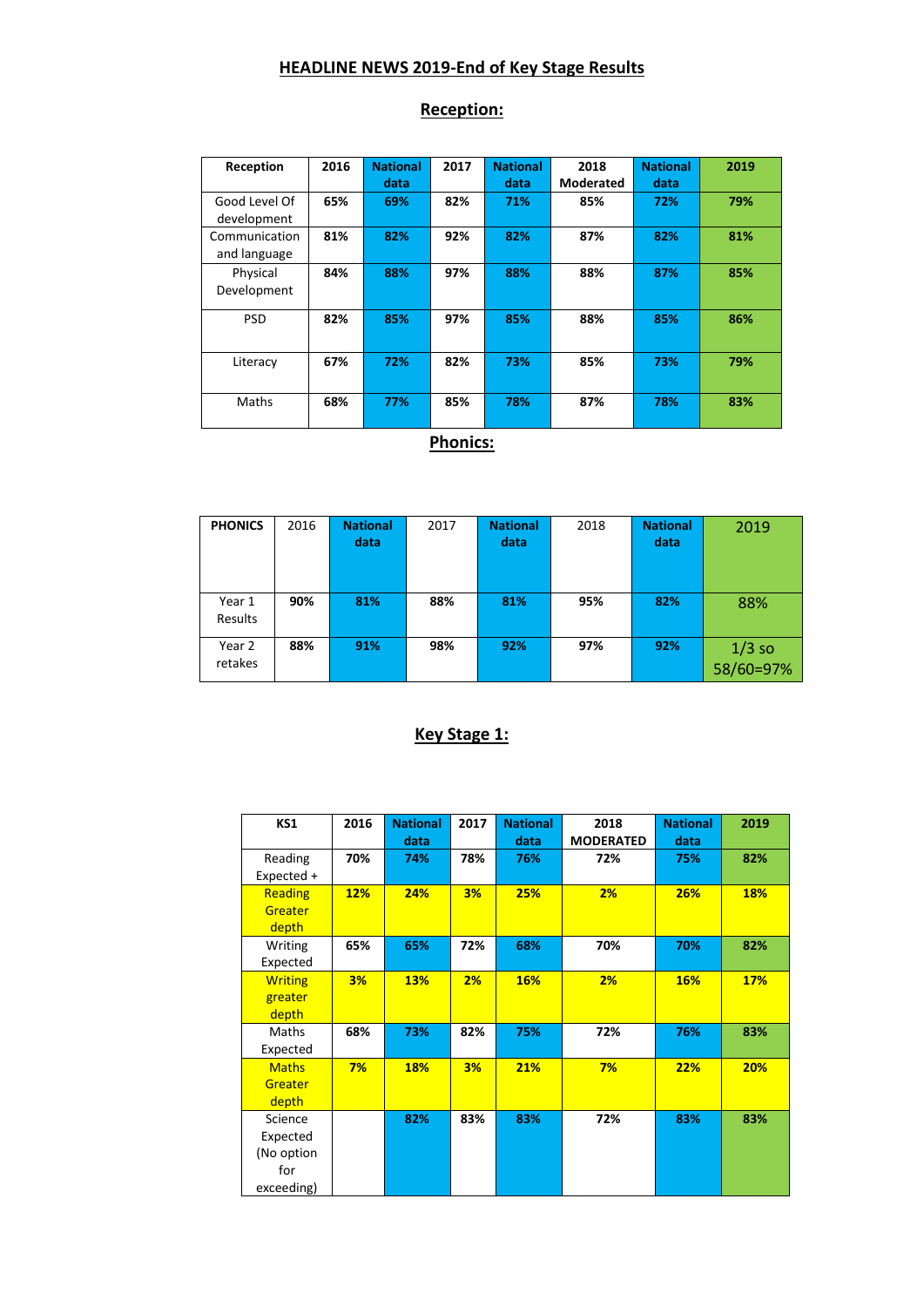# HEADLINE NEWS 2019-End of Key Stage Results

## Reception:

| Reception | 2016 | National data | 2017 | National data | 2018 Moderated | National data | 2019 |
|---|---|---|---|---|---|---|---|
| Good Level Of development | 65% | 69% | 82% | 71% | 85% | 72% | 79% |
| Communication and language | 81% | 82% | 92% | 82% | 87% | 82% | 81% |
| Physical Development | 84% | 88% | 97% | 88% | 88% | 87% | 85% |
| PSD | 82% | 85% | 97% | 85% | 88% | 85% | 86% |
| Literacy | 67% | 72% | 82% | 73% | 85% | 73% | 79% |
| Maths | 68% | 77% | 85% | 78% | 87% | 78% | 83% |

## Phonics:

| PHONICS | 2016 | National data | 2017 | National data | 2018 | National data | 2019 |
|---|---|---|---|---|---|---|---|
| Year 1 Results | 90% | 81% | 88% | 81% | 95% | 82% | 88% |
| Year 2 retakes | 88% | 91% | 98% | 92% | 97% | 92% | 1/3 so 58/60=97% |

## Key Stage 1:

| KS1 | 2016 | National data | 2017 | National data | 2018 MODERATED | National data | 2019 |
|---|---|---|---|---|---|---|---|
| Reading Expected + | 70% | 74% | 78% | 76% | 72% | 75% | 82% |
| Reading Greater depth | 12% | 24% | 3% | 25% | 2% | 26% | 18% |
| Writing Expected | 65% | 65% | 72% | 68% | 70% | 70% | 82% |
| Writing greater depth | 3% | 13% | 2% | 16% | 2% | 16% | 17% |
| Maths Expected | 68% | 73% | 82% | 75% | 72% | 76% | 83% |
| Maths Greater depth | 7% | 18% | 3% | 21% | 7% | 22% | 20% |
| Science Expected (No option for exceeding) | | 82% | 83% | 83% | 72% | 83% | 83% |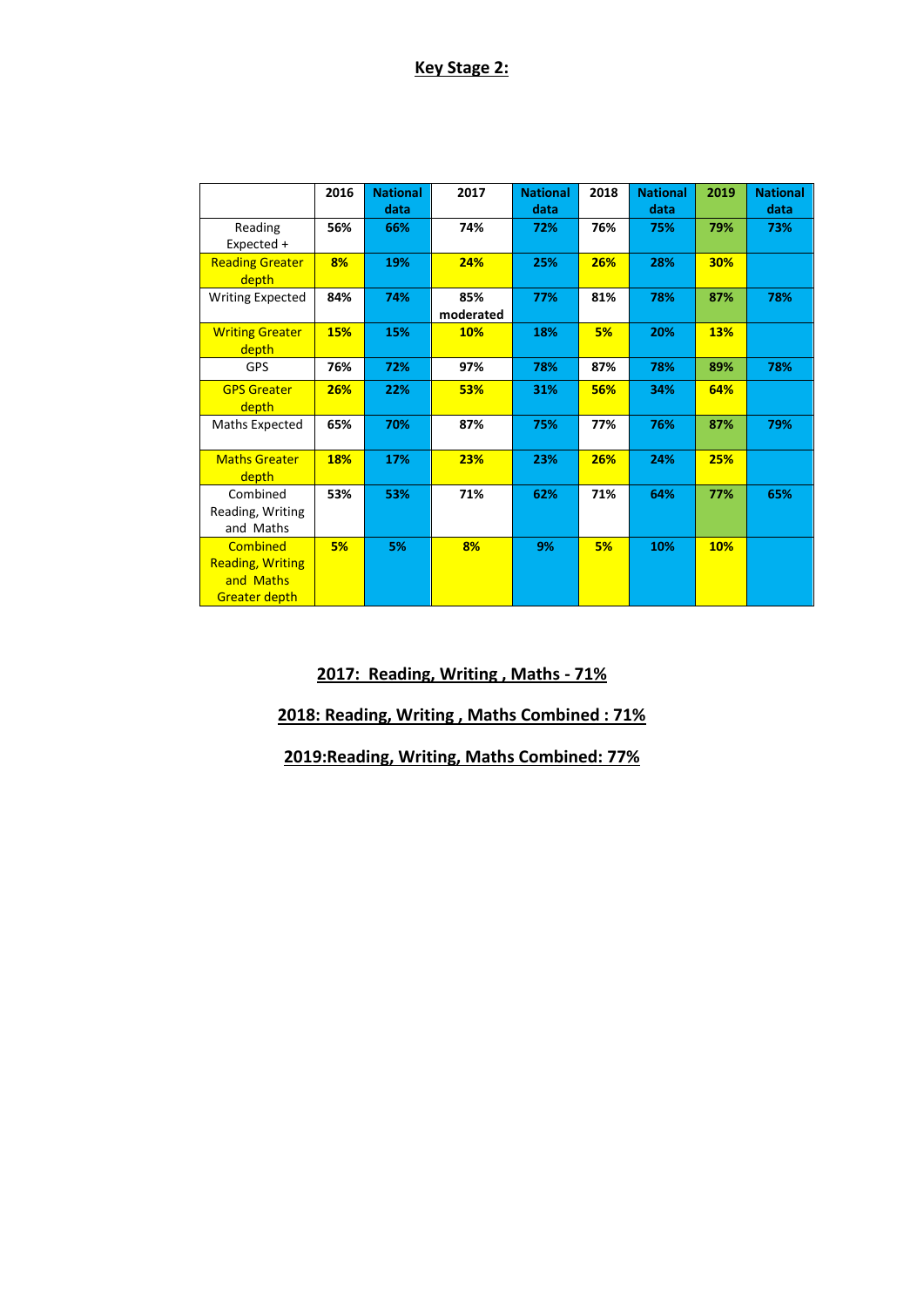# Key Stage 2:

| | 2016 | National data | 2017 | National data | 2018 | National data | 2019 | National data |
|---|---|---|---|---|---|---|---|---|
| Reading Expected + | 56% | 66% | 74% | 72% | 76% | 75% | 79% | 73% |
| Reading Greater depth | 8% | 19% | 24% | 25% | 26% | 28% | 30% | |
| Writing Expected | 84% | 74% | 85% moderated | 77% | 81% | 78% | 87% | 78% |
| Writing Greater depth | 15% | 15% | 10% | 18% | 5% | 20% | 13% | |
| GPS | 76% | 72% | 97% | 78% | 87% | 78% | 89% | 78% |
| GPS Greater depth | 26% | 22% | 53% | 31% | 56% | 34% | 64% | |
| Maths Expected | 65% | 70% | 87% | 75% | 77% | 76% | 87% | 79% |
| Maths Greater depth | 18% | 17% | 23% | 23% | 26% | 24% | 25% | |
| Combined Reading, Writing and Maths | 53% | 53% | 71% | 62% | 71% | 64% | 77% | 65% |
| Combined Reading, Writing and Maths Greater depth | 5% | 5% | 8% | 9% | 5% | 10% | 10% | |

**2017: Reading, Writing , Maths - 71%**

**2018: Reading, Writing , Maths Combined : 71%**

**2019:Reading, Writing, Maths Combined: 77%**